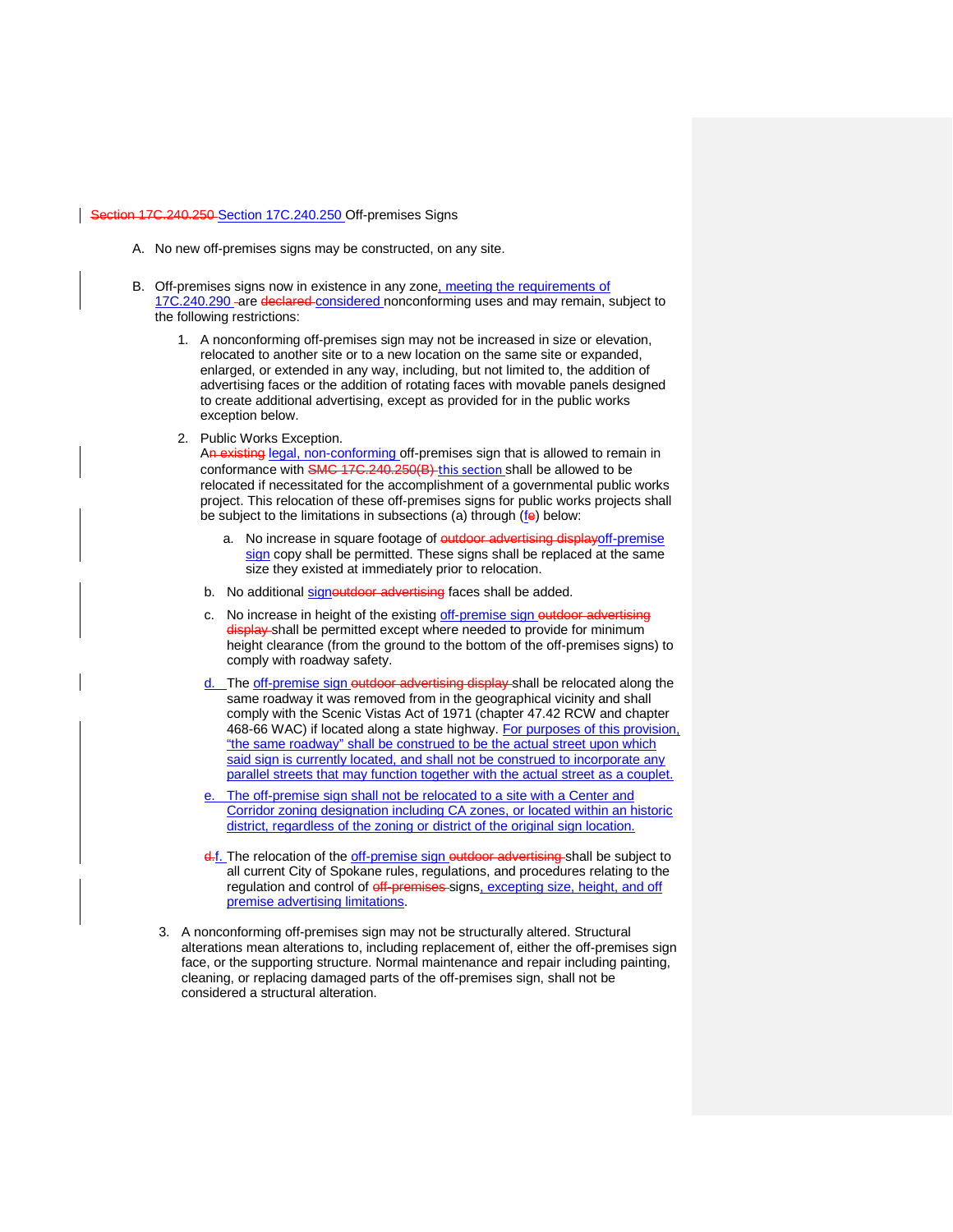## ~~Section 17C.240.250~~ Section 17C.240.250 Off-premises Signs

A. No new off-premises signs may be constructed, on any site.

B. Off-premises signs now in existence in any zone, meeting the requirements of 17C.240.290 are ~~declared~~ considered nonconforming uses and may remain, subject to the following restrictions:

   1. A nonconforming off-premises sign may not be increased in size or elevation, relocated to another site or to a new location on the same site or expanded, enlarged, or extended in any way, including, but not limited to, the addition of advertising faces or the addition of rotating faces with movable panels designed to create additional advertising, except as provided for in the public works exception below.

   2. Public Works Exception.
      A~~n existing~~ legal, non-conforming off-premises sign that is allowed to remain in conformance with ~~SMC 17C.240.250(B)~~ this section shall be allowed to be relocated if necessitated for the accomplishment of a governmental public works project. This relocation of these off-premises signs for public works projects shall be subject to the limitations in subsections (a) through (f~~e~~) below:

      a. No increase in square footage of ~~outdoor advertising display~~off-premise sign copy shall be permitted. These signs shall be replaced at the same size they existed at immediately prior to relocation.

      b. No additional sign~~outdoor advertising~~ faces shall be added.

      c. No increase in height of the existing off-premise sign ~~outdoor advertising display~~ shall be permitted except where needed to provide for minimum height clearance (from the ground to the bottom of the off-premises signs) to comply with roadway safety.

      d. The off-premise sign ~~outdoor advertising display~~ shall be relocated along the same roadway it was removed from in the geographical vicinity and shall comply with the Scenic Vistas Act of 1971 (chapter 47.42 RCW and chapter 468-66 WAC) if located along a state highway. For purposes of this provision, "the same roadway" shall be construed to be the actual street upon which said sign is currently located, and shall not be construed to incorporate any parallel streets that may function together with the actual street as a couplet.

      e. The off-premise sign shall not be relocated to a site with a Center and Corridor zoning designation including CA zones, or located within an historic district, regardless of the zoning or district of the original sign location.

      ~~d.~~f. The relocation of the off-premise sign ~~outdoor advertising~~ shall be subject to all current City of Spokane rules, regulations, and procedures relating to the regulation and control of ~~off-premises~~ signs, excepting size, height, and off premise advertising limitations.

   3. A nonconforming off-premises sign may not be structurally altered. Structural alterations mean alterations to, including replacement of, either the off-premises sign face, or the supporting structure. Normal maintenance and repair including painting, cleaning, or replacing damaged parts of the off-premises sign, shall not be considered a structural alteration.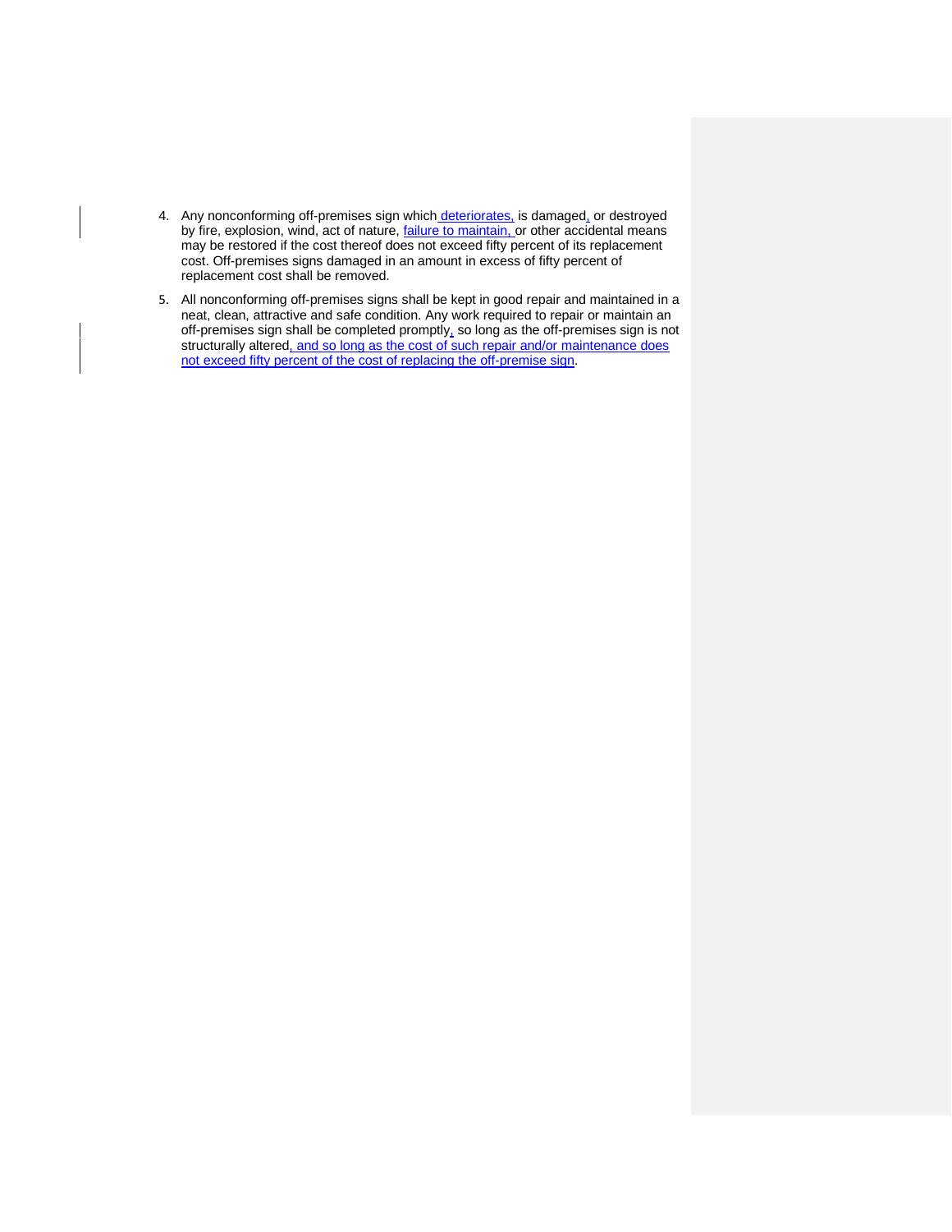4. Any nonconforming off-premises sign which deteriorates, is damaged, or destroyed by fire, explosion, wind, act of nature, failure to maintain, or other accidental means may be restored if the cost thereof does not exceed fifty percent of its replacement cost. Off-premises signs damaged in an amount in excess of fifty percent of replacement cost shall be removed.

5. All nonconforming off-premises signs shall be kept in good repair and maintained in a neat, clean, attractive and safe condition. Any work required to repair or maintain an off-premises sign shall be completed promptly, so long as the off-premises sign is not structurally altered, and so long as the cost of such repair and/or maintenance does not exceed fifty percent of the cost of replacing the off-premise sign.